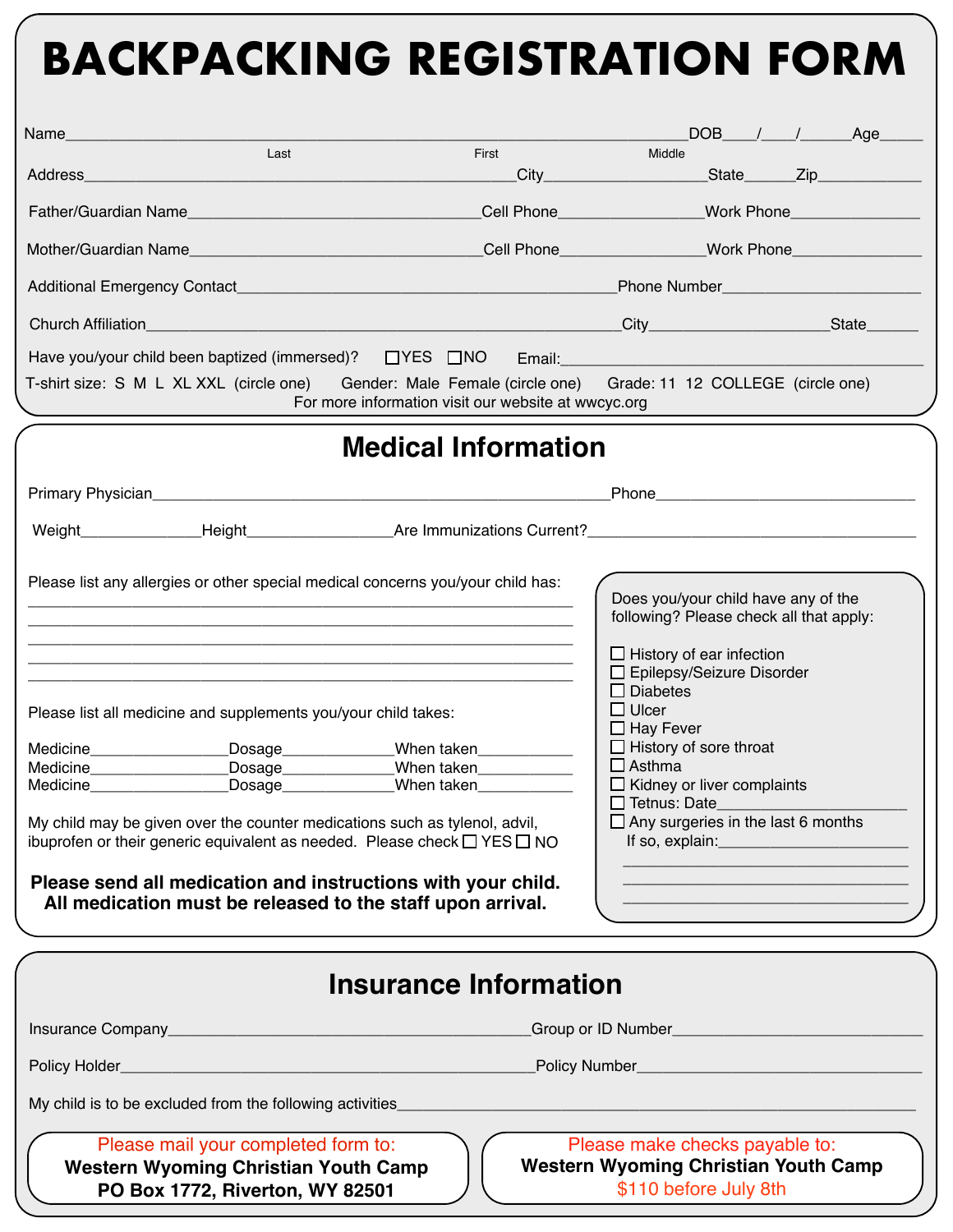# BACKPACKING REGISTRATION FORM

Name\_\_\_\_\_\_\_\_\_\_\_\_\_\_\_\_\_\_\_\_\_\_\_\_\_\_\_\_\_\_\_\_\_\_\_\_\_\_\_\_\_\_\_\_\_\_\_\_\_\_\_\_\_\_\_\_\_\_\_\_DOB\_\_\_\_/\_\_\_\_/\_\_\_\_\_\_Age\_\_\_\_\_

Last First Middle

Address\_\_\_\_\_\_\_\_\_\_\_\_\_\_\_\_\_\_\_\_\_\_\_\_\_\_\_\_\_\_\_\_\_\_\_\_\_\_\_\_\_\_\_\_\_City\_\_\_\_\_\_\_\_\_\_\_\_\_\_\_\_\_State\_\_\_\_\_Zip\_\_\_\_\_\_\_\_\_\_\_

Father/Guardian Name\_\_\_\_\_\_\_\_\_\_\_\_\_\_\_\_\_\_\_\_\_\_\_\_\_\_\_\_\_\_\_Cell Phone\_\_\_\_\_\_\_\_\_\_\_\_\_\_\_Work Phone\_\_\_\_\_\_\_\_\_\_\_\_\_\_

Mother/Guardian Name\_\_\_\_\_\_\_\_\_\_\_\_\_\_\_\_\_\_\_\_\_\_\_\_\_\_\_\_\_\_\_Cell Phone\_\_\_\_\_\_\_\_\_\_\_\_\_\_\_Work Phone\_\_\_\_\_\_\_\_\_\_\_\_\_\_

Additional Emergency Contact\_\_\_\_\_\_\_\_\_\_\_\_\_\_\_\_\_\_\_\_\_\_\_\_\_\_\_\_\_\_\_\_\_\_\_\_\_\_\_Phone Number\_\_\_\_\_\_\_\_\_\_\_\_\_\_\_\_\_\_\_\_

Church Affiliation\_\_\_\_\_\_\_\_\_\_\_\_\_\_\_\_\_\_\_\_\_\_\_\_\_\_\_\_\_\_\_\_\_\_\_\_\_\_\_\_\_\_\_\_\_\_\_\_\_City\_\_\_\_\_\_\_\_\_\_\_\_\_\_\_\_\_\_\_State\_\_\_\_\_

Have you/your child been baptized (immersed)? ☐ YES ☐ NO Email:\_\_\_\_\_\_\_\_\_\_\_\_\_\_\_\_\_\_\_\_\_\_\_\_\_\_\_\_\_\_\_\_\_\_\_\_\_

T-shirt size: S M L XL XXL (circle one) Gender: Male Female (circle one) Grade: 11 12 COLLEGE (circle one)

For more information visit our website at wwcyc.org

## Medical Information

Primary Physician\_\_\_\_\_\_\_\_\_\_\_\_\_\_\_\_\_\_\_\_\_\_\_\_\_\_\_\_\_\_\_\_\_\_\_\_\_\_\_\_\_\_\_\_\_\_\_Phone\_\_\_\_\_\_\_\_\_\_\_\_\_\_\_\_\_\_\_\_\_\_\_\_\_\_\_

Weight\_\_\_\_\_\_\_\_\_\_\_\_Height\_\_\_\_\_\_\_\_\_\_\_\_\_\_\_Are Immunizations Current?\_\_\_\_\_\_\_\_\_\_\_\_\_\_\_\_\_\_\_\_\_\_\_\_\_\_\_\_\_\_\_\_\_\_

Please list any allergies or other special medical concerns you/your child has:

\_\_\_\_\_\_\_\_\_\_\_\_\_\_\_\_\_\_\_\_\_\_\_\_\_\_\_\_\_\_\_\_\_\_\_\_\_\_\_\_\_\_\_\_\_\_\_\_\_\_\_\_\_\_\_\_\_\_
\_\_\_\_\_\_\_\_\_\_\_\_\_\_\_\_\_\_\_\_\_\_\_\_\_\_\_\_\_\_\_\_\_\_\_\_\_\_\_\_\_\_\_\_\_\_\_\_\_\_\_\_\_\_\_\_\_\_
\_\_\_\_\_\_\_\_\_\_\_\_\_\_\_\_\_\_\_\_\_\_\_\_\_\_\_\_\_\_\_\_\_\_\_\_\_\_\_\_\_\_\_\_\_\_\_\_\_\_\_\_\_\_\_\_\_\_
\_\_\_\_\_\_\_\_\_\_\_\_\_\_\_\_\_\_\_\_\_\_\_\_\_\_\_\_\_\_\_\_\_\_\_\_\_\_\_\_\_\_\_\_\_\_\_\_\_\_\_\_\_\_\_\_\_\_
\_\_\_\_\_\_\_\_\_\_\_\_\_\_\_\_\_\_\_\_\_\_\_\_\_\_\_\_\_\_\_\_\_\_\_\_\_\_\_\_\_\_\_\_\_\_\_\_\_\_\_\_\_\_\_\_\_\_

Please list all medicine and supplements you/your child takes:

Medicine\_\_\_\_\_\_\_\_\_\_\_\_\_\_\_Dosage\_\_\_\_\_\_\_\_\_\_\_\_When taken\_\_\_\_\_\_\_\_\_\_
Medicine\_\_\_\_\_\_\_\_\_\_\_\_\_\_\_Dosage\_\_\_\_\_\_\_\_\_\_\_\_When taken\_\_\_\_\_\_\_\_\_\_
Medicine\_\_\_\_\_\_\_\_\_\_\_\_\_\_\_Dosage\_\_\_\_\_\_\_\_\_\_\_\_When taken\_\_\_\_\_\_\_\_\_\_

My child may be given over the counter medications such as tylenol, advil, ibuprofen or their generic equivalent as needed. Please check ☐ YES ☐ NO

**Please send all medication and instructions with your child. All medication must be released to the staff upon arrival.**

Does you/your child have any of the following? Please check all that apply:

- ☐ History of ear infection
- ☐ Epilepsy/Seizure Disorder
- ☐ Diabetes
- ☐ Ulcer
- ☐ Hay Fever
- ☐ History of sore throat
- ☐ Asthma
- ☐ Kidney or liver complaints
- ☐ Tetnus: Date\_\_\_\_\_\_\_\_\_\_\_\_\_\_\_\_\_\_
- ☐ Any surgeries in the last 6 months

If so, explain:\_\_\_\_\_\_\_\_\_\_\_\_\_\_\_\_\_\_\_\_\_
\_\_\_\_\_\_\_\_\_\_\_\_\_\_\_\_\_\_\_\_\_\_\_\_\_\_\_\_\_\_
\_\_\_\_\_\_\_\_\_\_\_\_\_\_\_\_\_\_\_\_\_\_\_\_\_\_\_\_\_\_
\_\_\_\_\_\_\_\_\_\_\_\_\_\_\_\_\_\_\_\_\_\_\_\_\_\_\_\_\_\_

## Insurance Information

Insurance Company\_\_\_\_\_\_\_\_\_\_\_\_\_\_\_\_\_\_\_\_\_\_\_\_\_\_\_\_\_\_\_\_\_\_\_\_\_\_Group or ID Number\_\_\_\_\_\_\_\_\_\_\_\_\_\_\_\_\_\_\_\_\_\_\_\_\_\_

Policy Holder\_\_\_\_\_\_\_\_\_\_\_\_\_\_\_\_\_\_\_\_\_\_\_\_\_\_\_\_\_\_\_\_\_\_\_\_\_\_\_\_\_\_\_\_Policy Number\_\_\_\_\_\_\_\_\_\_\_\_\_\_\_\_\_\_\_\_\_\_\_\_\_\_\_\_\_

My child is to be excluded from the following activities\_\_\_\_\_\_\_\_\_\_\_\_\_\_\_\_\_\_\_\_\_\_\_\_\_\_\_\_\_\_\_\_\_\_\_\_\_\_\_\_\_\_\_\_\_\_\_\_\_\_\_

Please mail your completed form to:
**Western Wyoming Christian Youth Camp**
**PO Box 1772, Riverton, WY 82501**

Please make checks payable to:
**Western Wyoming Christian Youth Camp**
$110 before July 8th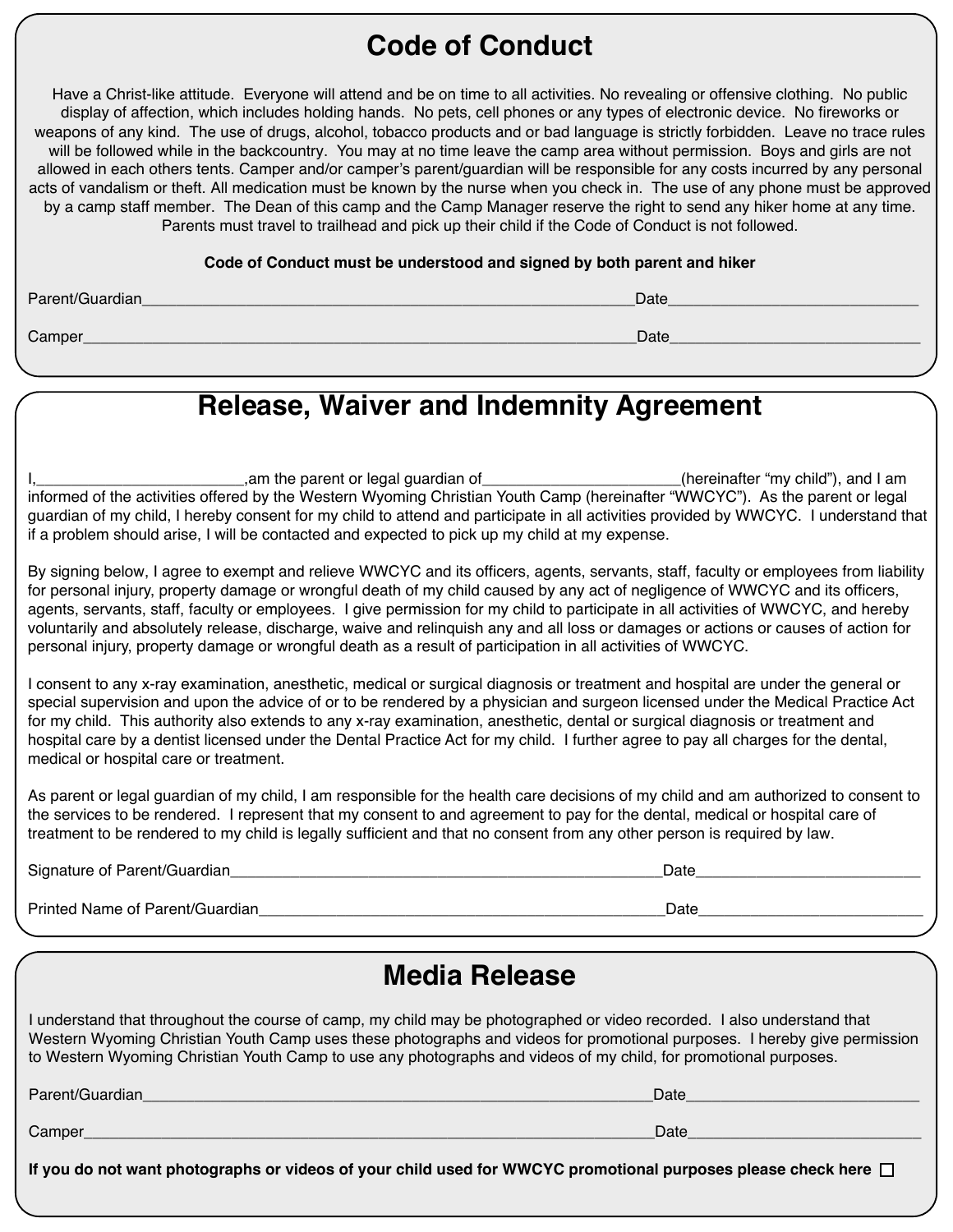## Code of Conduct

Have a Christ-like attitude. Everyone will attend and be on time to all activities. No revealing or offensive clothing. No public display of affection, which includes holding hands. No pets, cell phones or any types of electronic device. No fireworks or weapons of any kind. The use of drugs, alcohol, tobacco products and or bad language is strictly forbidden. Leave no trace rules will be followed while in the backcountry. You may at no time leave the camp area without permission. Boys and girls are not allowed in each others tents. Camper and/or camper's parent/guardian will be responsible for any costs incurred by any personal acts of vandalism or theft. All medication must be known by the nurse when you check in. The use of any phone must be approved by a camp staff member. The Dean of this camp and the Camp Manager reserve the right to send any hiker home at any time. Parents must travel to trailhead and pick up their child if the Code of Conduct is not followed.

**Code of Conduct must be understood and signed by both parent and hiker**

Parent/Guardian____________________________________________________________Date______________________________

Camper_________________________________________________________________Date______________________________

## Release, Waiver and Indemnity Agreement

I,________________________,am the parent or legal guardian of_______________________(hereinafter "my child"), and I am informed of the activities offered by the Western Wyoming Christian Youth Camp (hereinafter "WWCYC"). As the parent or legal guardian of my child, I hereby consent for my child to attend and participate in all activities provided by WWCYC. I understand that if a problem should arise, I will be contacted and expected to pick up my child at my expense.

By signing below, I agree to exempt and relieve WWCYC and its officers, agents, servants, staff, faculty or employees from liability for personal injury, property damage or wrongful death of my child caused by any act of negligence of WWCYC and its officers, agents, servants, staff, faculty or employees. I give permission for my child to participate in all activities of WWCYC, and hereby voluntarily and absolutely release, discharge, waive and relinquish any and all loss or damages or actions or causes of action for personal injury, property damage or wrongful death as a result of participation in all activities of WWCYC.

I consent to any x-ray examination, anesthetic, medical or surgical diagnosis or treatment and hospital are under the general or special supervision and upon the advice of or to be rendered by a physician and surgeon licensed under the Medical Practice Act for my child. This authority also extends to any x-ray examination, anesthetic, dental or surgical diagnosis or treatment and hospital care by a dentist licensed under the Dental Practice Act for my child. I further agree to pay all charges for the dental, medical or hospital care or treatment.

As parent or legal guardian of my child, I am responsible for the health care decisions of my child and am authorized to consent to the services to be rendered. I represent that my consent to and agreement to pay for the dental, medical or hospital care of treatment to be rendered to my child is legally sufficient and that no consent from any other person is required by law.

Signature of Parent/Guardian_____________________________________________________Date___________________________

Printed Name of Parent/Guardian_________________________________________________Date___________________________

## Media Release

I understand that throughout the course of camp, my child may be photographed or video recorded. I also understand that Western Wyoming Christian Youth Camp uses these photographs and videos for promotional purposes. I hereby give permission to Western Wyoming Christian Youth Camp to use any photographs and videos of my child, for promotional purposes.

Parent/Guardian____________________________________________________________Date___________________________

Camper_________________________________________________________________Date___________________________

**If you do not want photographs or videos of your child used for WWCYC promotional purposes please check here** ☐